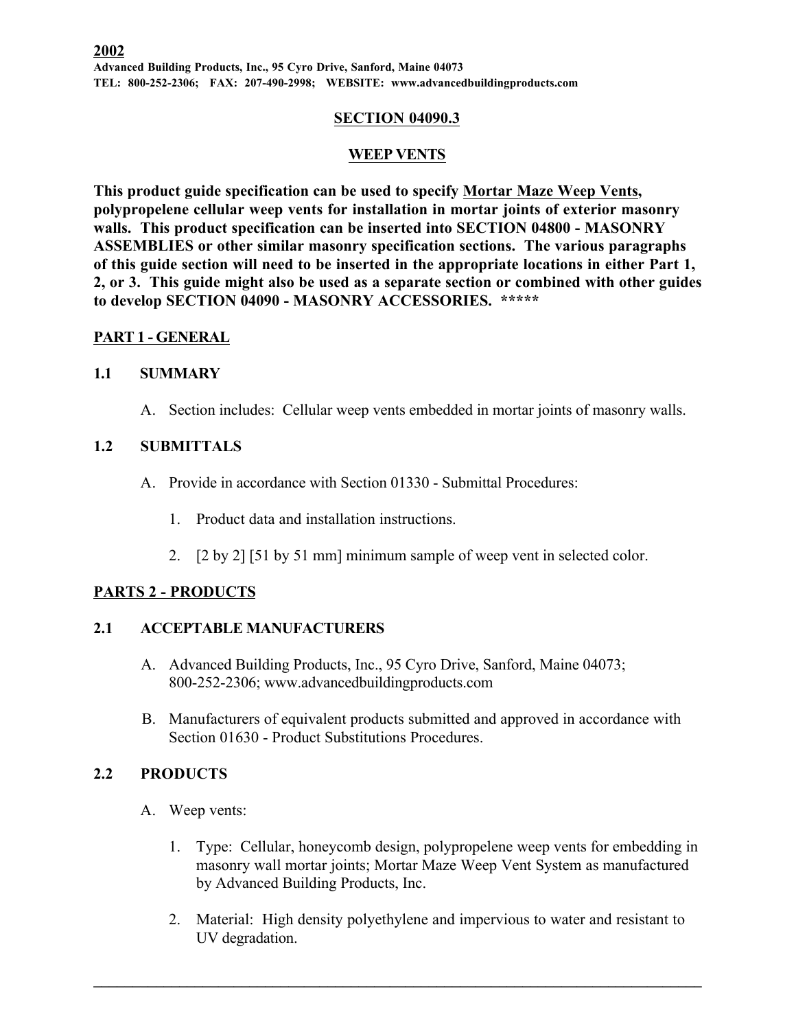**2002**

**Advanced Building Products, Inc., 95 Cyro Drive, Sanford, Maine 04073**
**TEL: 800-252-2306; FAX: 207-490-2998; WEBSITE: www.advancedbuildingproducts.com**

# SECTION 04090.3

## WEEP VENTS

**This product guide specification can be used to specify Mortar Maze Weep Vents, polypropelene cellular weep vents for installation in mortar joints of exterior masonry walls. This product specification can be inserted into SECTION 04800 - MASONRY ASSEMBLIES or other similar masonry specification sections. The various paragraphs of this guide section will need to be inserted in the appropriate locations in either Part 1, 2, or 3. This guide might also be used as a separate section or combined with other guides to develop SECTION 04090 - MASONRY ACCESSORIES. *****

## PART 1 - GENERAL

### 1.1 SUMMARY

A. Section includes: Cellular weep vents embedded in mortar joints of masonry walls.

### 1.2 SUBMITTALS

A. Provide in accordance with Section 01330 - Submittal Procedures:

1. Product data and installation instructions.
2. [2 by 2] [51 by 51 mm] minimum sample of weep vent in selected color.

## PARTS 2 - PRODUCTS

### 2.1 ACCEPTABLE MANUFACTURERS

A. Advanced Building Products, Inc., 95 Cyro Drive, Sanford, Maine 04073; 800-252-2306; www.advancedbuildingproducts.com

B. Manufacturers of equivalent products submitted and approved in accordance with Section 01630 - Product Substitutions Procedures.

### 2.2 PRODUCTS

A. Weep vents:

1. Type: Cellular, honeycomb design, polypropelene weep vents for embedding in masonry wall mortar joints; Mortar Maze Weep Vent System as manufactured by Advanced Building Products, Inc.
2. Material: High density polyethylene and impervious to water and resistant to UV degradation.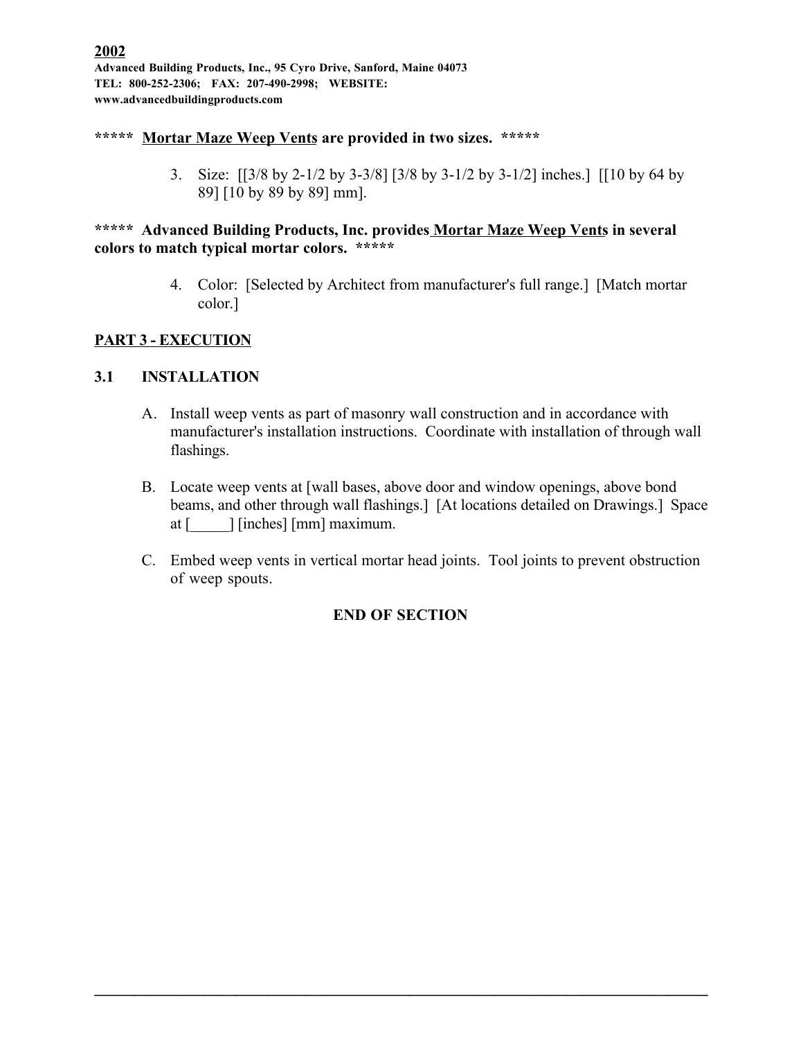**\*\*\*\*\* Mortar Maze Weep Vents are provided in two sizes. \*\*\*\*\***

3. Size: [[3/8 by 2-1/2 by 3-3/8] [3/8 by 3-1/2 by 3-1/2] inches.] [[10 by 64 by 89] [10 by 89 by 89] mm].

**\*\*\*\*\* Advanced Building Products, Inc. provides Mortar Maze Weep Vents in several colors to match typical mortar colors. \*\*\*\*\***

4. Color: [Selected by Architect from manufacturer's full range.] [Match mortar color.]

## PART 3 - EXECUTION

### 3.1 INSTALLATION

A. Install weep vents as part of masonry wall construction and in accordance with manufacturer's installation instructions. Coordinate with installation of through wall flashings.

B. Locate weep vents at [wall bases, above door and window openings, above bond beams, and other through wall flashings.] [At locations detailed on Drawings.] Space at [_____] [inches] [mm] maximum.

C. Embed weep vents in vertical mortar head joints. Tool joints to prevent obstruction of weep spouts.

**END OF SECTION**